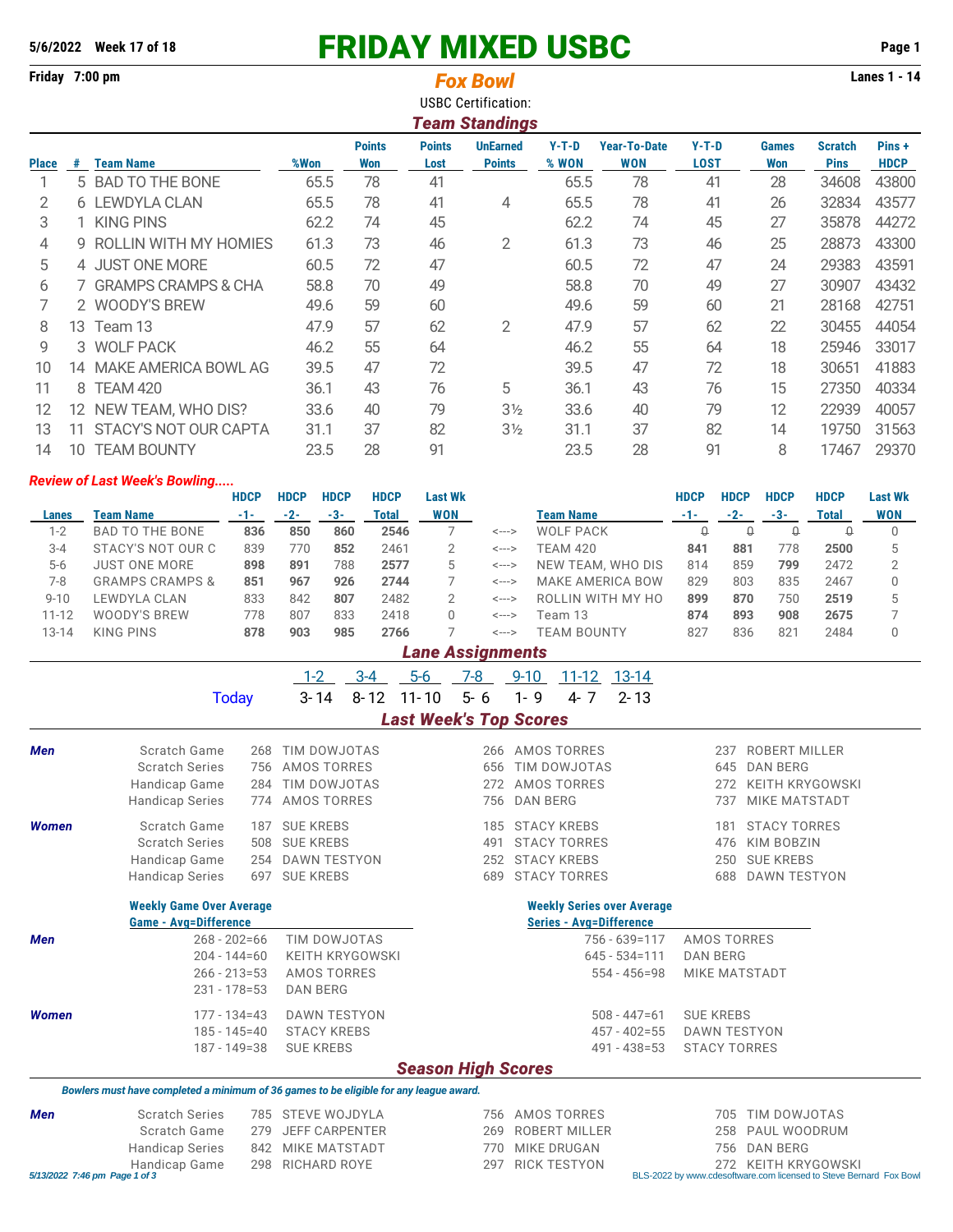**5/6/2022 Week 17 of 18**

# FRIDAY MIXED USBC

**Friday 7:00 pm**

## *Fox Bowl*

**Lanes 1 - 14**

USBC Certification:

## *Team Standings*

| Place | # | Team Name | %Won | Points Won | Points Lost | UnEarned Points | Y-T-D % WON | Year-To-Date WON | Y-T-D LOST | Games Won | Scratch Pins | Pins + HDCP |
|---|---|---|---|---|---|---|---|---|---|---|---|---|
| 1 | 5 | BAD TO THE BONE | 65.5 | 78 | 41 | | 65.5 | 78 | 41 | 28 | 34608 | 43800 |
| 2 | 6 | LEWDYLA CLAN | 65.5 | 78 | 41 | 4 | 65.5 | 78 | 41 | 26 | 32834 | 43577 |
| 3 | 1 | KING PINS | 62.2 | 74 | 45 | | 62.2 | 74 | 45 | 27 | 35878 | 44272 |
| 4 | 9 | ROLLIN WITH MY HOMIES | 61.3 | 73 | 46 | 2 | 61.3 | 73 | 46 | 25 | 28873 | 43300 |
| 5 | 4 | JUST ONE MORE | 60.5 | 72 | 47 | | 60.5 | 72 | 47 | 24 | 29383 | 43591 |
| 6 | 7 | GRAMPS CRAMPS & CHA | 58.8 | 70 | 49 | | 58.8 | 70 | 49 | 27 | 30907 | 43432 |
| 7 | 2 | WOODY'S BREW | 49.6 | 59 | 60 | | 49.6 | 59 | 60 | 21 | 28168 | 42751 |
| 8 | 13 | Team 13 | 47.9 | 57 | 62 | 2 | 47.9 | 57 | 62 | 22 | 30455 | 44054 |
| 9 | 3 | WOLF PACK | 46.2 | 55 | 64 | | 46.2 | 55 | 64 | 18 | 25946 | 33017 |
| 10 | 14 | MAKE AMERICA BOWL AG | 39.5 | 47 | 72 | | 39.5 | 47 | 72 | 18 | 30651 | 41883 |
| 11 | 8 | TEAM 420 | 36.1 | 43 | 76 | 5 | 36.1 | 43 | 76 | 15 | 27350 | 40334 |
| 12 | 12 | NEW TEAM, WHO DIS? | 33.6 | 40 | 79 | 3½ | 33.6 | 40 | 79 | 12 | 22939 | 40057 |
| 13 | 11 | STACY'S NOT OUR CAPTA | 31.1 | 37 | 82 | 3½ | 31.1 | 37 | 82 | 14 | 19750 | 31563 |
| 14 | 10 | TEAM BOUNTY | 23.5 | 28 | 91 | | 23.5 | 28 | 91 | 8 | 17467 | 29370 |

### *Review of Last Week's Bowling.....*

| Lanes | Team Name | HDCP -1- | HDCP -2- | HDCP -3- | HDCP Total | Last Wk WON | | Team Name | HDCP -1- | HDCP -2- | HDCP -3- | HDCP Total | Last Wk WON |
|---|---|---|---|---|---|---|---|---|---|---|---|---|---|
| 1-2 | BAD TO THE BONE | **836** | **850** | **860** | **2546** | 7 | <---> | WOLF PACK | 0 | 0 | 0 | 0 | 0 |
| 3-4 | STACY'S NOT OUR C | 839 | 770 | **852** | 2461 | 2 | <---> | TEAM 420 | **841** | **881** | 778 | **2500** | 5 |
| 5-6 | JUST ONE MORE | **898** | **891** | 788 | **2577** | 5 | <---> | NEW TEAM, WHO DIS | 814 | 859 | **799** | 2472 | 2 |
| 7-8 | GRAMPS CRAMPS & | **851** | **967** | **926** | **2744** | 7 | <---> | MAKE AMERICA BOW | 829 | 803 | 835 | 2467 | 0 |
| 9-10 | LEWDYLA CLAN | 833 | 842 | **807** | 2482 | 2 | <---> | ROLLIN WITH MY HO | **899** | **870** | 750 | **2519** | 5 |
| 11-12 | WOODY'S BREW | 778 | 807 | 833 | 2418 | 0 | <---> | Team 13 | **874** | **893** | **908** | **2675** | 7 |
| 13-14 | KING PINS | **878** | **903** | **985** | **2766** | 7 | <---> | TEAM BOUNTY | 827 | 836 | 821 | 2484 | 0 |

## *Lane Assignments*

| | 1-2 | 3-4 | 5-6 | 7-8 | 9-10 | 11-12 | 13-14 |
|---|---|---|---|---|---|---|---|
| Today | 3- 14 | 8- 12 | 11- 10 | 5- 6 | 1- 9 | 4- 7 | 2- 13 |

## *Last Week's Top Scores*

| | | | | | | | |
|---|---|---|---|---|---|---|---|
| ***Men*** | Scratch Game | 268 | TIM DOWJOTAS | 266 | AMOS TORRES | 237 | ROBERT MILLER |
| | Scratch Series | 756 | AMOS TORRES | 656 | TIM DOWJOTAS | 645 | DAN BERG |
| | Handicap Game | 284 | TIM DOWJOTAS | 272 | AMOS TORRES | 272 | KEITH KRYGOWSKI |
| | Handicap Series | 774 | AMOS TORRES | 756 | DAN BERG | 737 | MIKE MATSTADT |
| ***Women*** | Scratch Game | 187 | SUE KREBS | 185 | STACY KREBS | 181 | STACY TORRES |
| | Scratch Series | 508 | SUE KREBS | 491 | STACY TORRES | 476 | KIM BOBZIN |
| | Handicap Game | 254 | DAWN TESTYON | 252 | STACY KREBS | 250 | SUE KREBS |
| | Handicap Series | 697 | SUE KREBS | 689 | STACY TORRES | 688 | DAWN TESTYON |

| | Weekly Game Over Average (Game - Avg=Difference) | | Weekly Series over Average (Series - Avg=Difference) | |
|---|---|---|---|---|
| ***Men*** | 268 - 202=66 | TIM DOWJOTAS | 756 - 639=117 | AMOS TORRES |
| | 204 - 144=60 | KEITH KRYGOWSKI | 645 - 534=111 | DAN BERG |
| | 266 - 213=53 | AMOS TORRES | 554 - 456=98 | MIKE MATSTADT |
| | 231 - 178=53 | DAN BERG | | |
| ***Women*** | 177 - 134=43 | DAWN TESTYON | 508 - 447=61 | SUE KREBS |
| | 185 - 145=40 | STACY KREBS | 457 - 402=55 | DAWN TESTYON |
| | 187 - 149=38 | SUE KREBS | 491 - 438=53 | STACY TORRES |

## *Season High Scores*

*Bowlers must have completed a minimum of 36 games to be eligible for any league award.*

| | | | | | | | |
|---|---|---|---|---|---|---|---|
| ***Men*** | Scratch Series | 785 | STEVE WOJDYLA | 756 | AMOS TORRES | 705 | TIM DOWJOTAS |
| | Scratch Game | 279 | JEFF CARPENTER | 269 | ROBERT MILLER | 258 | PAUL WOODRUM |
| | Handicap Series | 842 | MIKE MATSTADT | 770 | MIKE DRUGAN | 756 | DAN BERG |
| | Handicap Game | 298 | RICHARD ROYE | 297 | RICK TESTYON | 272 | KEITH KRYGOWSKI |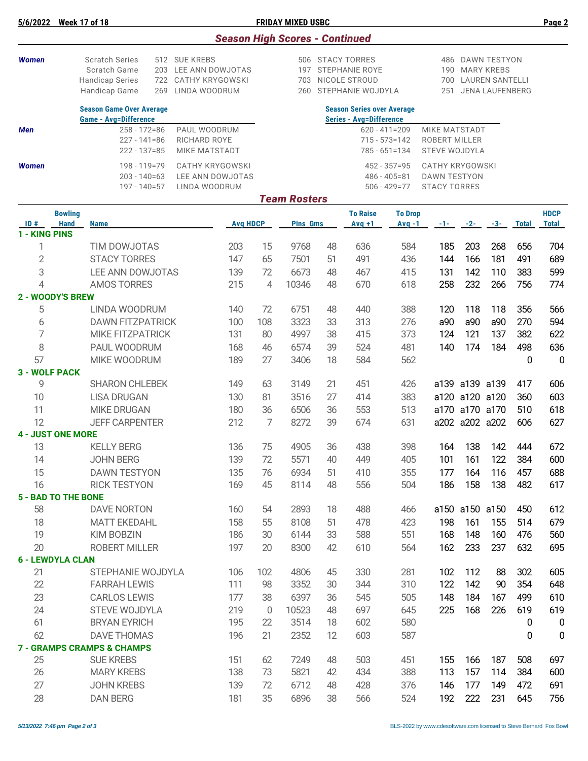## Season High Scores - Continued

| | | | | | | |
|---|---|---|---|---|---|---|
| ***Women*** | Scratch Series | 512 SUE KREBS | 506 STACY TORRES | 486 DAWN TESTYON |
| | Scratch Game | 203 LEE ANN DOWJOTAS | 197 STEPHANIE ROYE | 190 MARY KREBS |
| | Handicap Series | 722 CATHY KRYGOWSKI | 703 NICOLE STROUD | 700 LAUREN SANTELLI |
| | Handicap Game | 269 LINDA WOODRUM | 260 STEPHANIE WOJDYLA | 251 JENA LAUFENBERG |

| | Season Game Over Average<br>Game - Avg=Difference | | Season Series over Average<br>Series - Avg=Difference | |
|---|---|---|---|---|
| ***Men*** | 258 - 172=86 | PAUL WOODRUM | 620 - 411=209 | MIKE MATSTADT |
| | 227 - 141=86 | RICHARD ROYE | 715 - 573=142 | ROBERT MILLER |
| | 222 - 137=85 | MIKE MATSTADT | 785 - 651=134 | STEVE WOJDYLA |
| ***Women*** | 198 - 119=79 | CATHY KRYGOWSKI | 452 - 357=95 | CATHY KRYGOWSKI |
| | 203 - 140=63 | LEE ANN DOWJOTAS | 486 - 405=81 | DAWN TESTYON |
| | 197 - 140=57 | LINDA WOODRUM | 506 - 429=77 | STACY TORRES |

## Team Rosters

| ID # | Bowling Hand | Name | Avg | HDCP | Pins | Gms | To Raise Avg +1 | To Drop Avg -1 | -1- | -2- | -3- | Total | HDCP Total |
|---|---|---|---|---|---|---|---|---|---|---|---|---|---|
| **1 - KING PINS** | | | | | | | | | | | | | |
| 1 | | TIM DOWJOTAS | 203 | 15 | 9768 | 48 | 636 | 584 | 185 | 203 | 268 | 656 | 704 |
| 2 | | STACY TORRES | 147 | 65 | 7501 | 51 | 491 | 436 | 144 | 166 | 181 | 491 | 689 |
| 3 | | LEE ANN DOWJOTAS | 139 | 72 | 6673 | 48 | 467 | 415 | 131 | 142 | 110 | 383 | 599 |
| 4 | | AMOS TORRES | 215 | 4 | 10346 | 48 | 670 | 618 | 258 | 232 | 266 | 756 | 774 |
| **2 - WOODY'S BREW** | | | | | | | | | | | | | |
| 5 | | LINDA WOODRUM | 140 | 72 | 6751 | 48 | 440 | 388 | 120 | 118 | 118 | 356 | 566 |
| 6 | | DAWN FITZPATRICK | 100 | 108 | 3323 | 33 | 313 | 276 | a90 | a90 | a90 | 270 | 594 |
| 7 | | MIKE FITZPATRICK | 131 | 80 | 4997 | 38 | 415 | 373 | 124 | 121 | 137 | 382 | 622 |
| 8 | | PAUL WOODRUM | 168 | 46 | 6574 | 39 | 524 | 481 | 140 | 174 | 184 | 498 | 636 |
| 57 | | MIKE WOODRUM | 189 | 27 | 3406 | 18 | 584 | 562 | | | | 0 | 0 |
| **3 - WOLF PACK** | | | | | | | | | | | | | |
| 9 | | SHARON CHLEBEK | 149 | 63 | 3149 | 21 | 451 | 426 | a139 | a139 | a139 | 417 | 606 |
| 10 | | LISA DRUGAN | 130 | 81 | 3516 | 27 | 414 | 383 | a120 | a120 | a120 | 360 | 603 |
| 11 | | MIKE DRUGAN | 180 | 36 | 6506 | 36 | 553 | 513 | a170 | a170 | a170 | 510 | 618 |
| 12 | | JEFF CARPENTER | 212 | 7 | 8272 | 39 | 674 | 631 | a202 | a202 | a202 | 606 | 627 |
| **4 - JUST ONE MORE** | | | | | | | | | | | | | |
| 13 | | KELLY BERG | 136 | 75 | 4905 | 36 | 438 | 398 | 164 | 138 | 142 | 444 | 672 |
| 14 | | JOHN BERG | 139 | 72 | 5571 | 40 | 449 | 405 | 101 | 161 | 122 | 384 | 600 |
| 15 | | DAWN TESTYON | 135 | 76 | 6934 | 51 | 410 | 355 | 177 | 164 | 116 | 457 | 688 |
| 16 | | RICK TESTYON | 169 | 45 | 8114 | 48 | 556 | 504 | 186 | 158 | 138 | 482 | 617 |
| **5 - BAD TO THE BONE** | | | | | | | | | | | | | |
| 58 | | DAVE NORTON | 160 | 54 | 2893 | 18 | 488 | 466 | a150 | a150 | a150 | 450 | 612 |
| 18 | | MATT EKEDAHL | 158 | 55 | 8108 | 51 | 478 | 423 | 198 | 161 | 155 | 514 | 679 |
| 19 | | KIM BOBZIN | 186 | 30 | 6144 | 33 | 588 | 551 | 168 | 148 | 160 | 476 | 560 |
| 20 | | ROBERT MILLER | 197 | 20 | 8300 | 42 | 610 | 564 | 162 | 233 | 237 | 632 | 695 |
| **6 - LEWDYLA CLAN** | | | | | | | | | | | | | |
| 21 | | STEPHANIE WOJDYLA | 106 | 102 | 4806 | 45 | 330 | 281 | 102 | 112 | 88 | 302 | 605 |
| 22 | | FARRAH LEWIS | 111 | 98 | 3352 | 30 | 344 | 310 | 122 | 142 | 90 | 354 | 648 |
| 23 | | CARLOS LEWIS | 177 | 38 | 6397 | 36 | 545 | 505 | 148 | 184 | 167 | 499 | 610 |
| 24 | | STEVE WOJDYLA | 219 | 0 | 10523 | 48 | 697 | 645 | 225 | 168 | 226 | 619 | 619 |
| 61 | | BRYAN EYRICH | 195 | 22 | 3514 | 18 | 602 | 580 | | | | 0 | 0 |
| 62 | | DAVE THOMAS | 196 | 21 | 2352 | 12 | 603 | 587 | | | | 0 | 0 |
| **7 - GRAMPS CRAMPS & CHAMPS** | | | | | | | | | | | | | |
| 25 | | SUE KREBS | 151 | 62 | 7249 | 48 | 503 | 451 | 155 | 166 | 187 | 508 | 697 |
| 26 | | MARY KREBS | 138 | 73 | 5821 | 42 | 434 | 388 | 113 | 157 | 114 | 384 | 600 |
| 27 | | JOHN KREBS | 139 | 72 | 6712 | 48 | 428 | 376 | 146 | 177 | 149 | 472 | 691 |
| 28 | | DAN BERG | 181 | 35 | 6896 | 38 | 566 | 524 | 192 | 222 | 231 | 645 | 756 |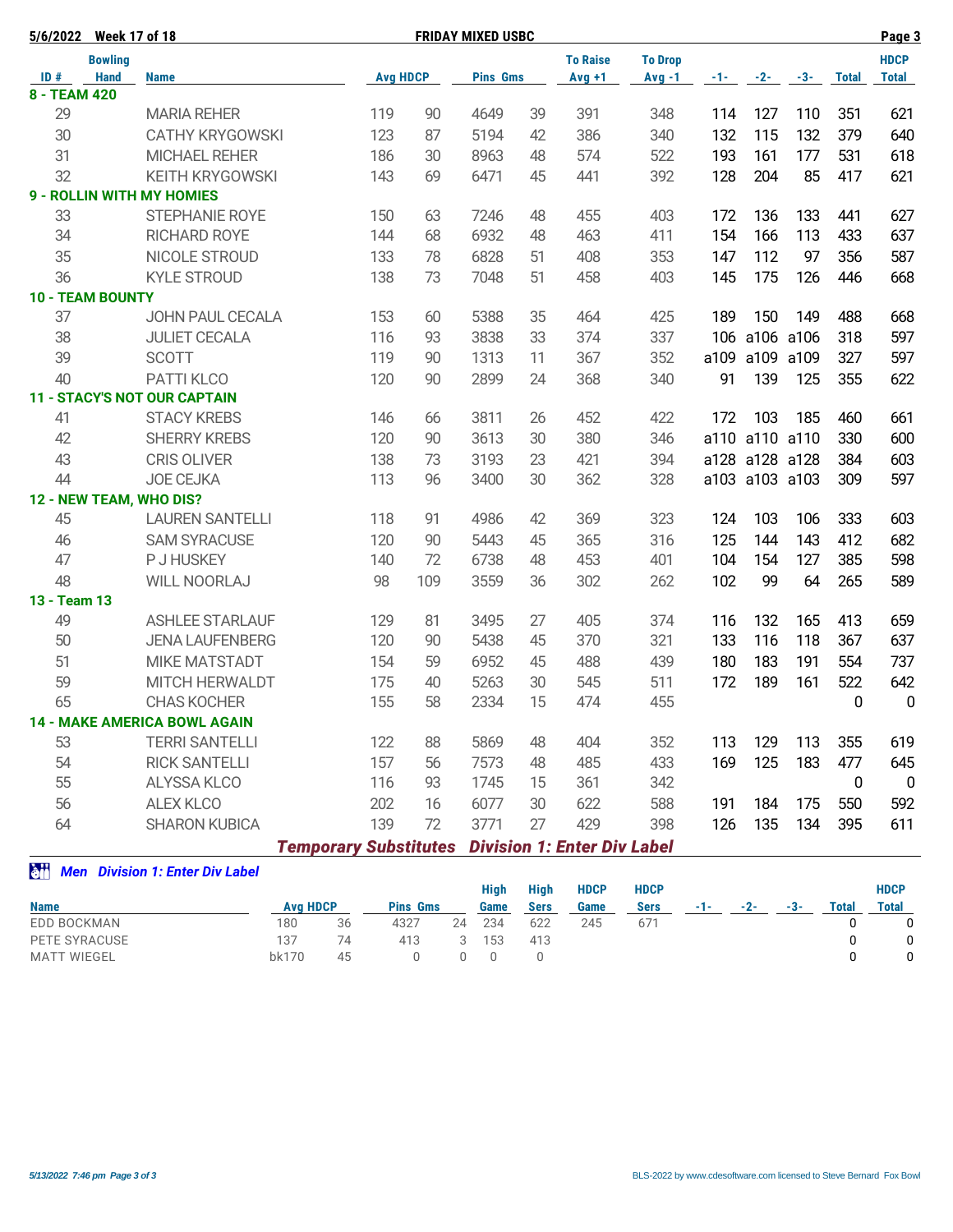**5/6/2022 Week 17 of 18** **FRIDAY MIXED USBC**

| ID # | Bowling Hand | Name | Avg | HDCP | Pins | Gms | To Raise Avg +1 | To Drop Avg -1 | -1- | -2- | -3- | Total | HDCP Total |
|---|---|---|---|---|---|---|---|---|---|---|---|---|---|
| **8 - TEAM 420** | | | | | | | | | | | | | |
| 29 | | MARIA REHER | 119 | 90 | 4649 | 39 | 391 | 348 | 114 | 127 | 110 | 351 | 621 |
| 30 | | CATHY KRYGOWSKI | 123 | 87 | 5194 | 42 | 386 | 340 | 132 | 115 | 132 | 379 | 640 |
| 31 | | MICHAEL REHER | 186 | 30 | 8963 | 48 | 574 | 522 | 193 | 161 | 177 | 531 | 618 |
| 32 | | KEITH KRYGOWSKI | 143 | 69 | 6471 | 45 | 441 | 392 | 128 | 204 | 85 | 417 | 621 |
| **9 - ROLLIN WITH MY HOMIES** | | | | | | | | | | | | | |
| 33 | | STEPHANIE ROYE | 150 | 63 | 7246 | 48 | 455 | 403 | 172 | 136 | 133 | 441 | 627 |
| 34 | | RICHARD ROYE | 144 | 68 | 6932 | 48 | 463 | 411 | 154 | 166 | 113 | 433 | 637 |
| 35 | | NICOLE STROUD | 133 | 78 | 6828 | 51 | 408 | 353 | 147 | 112 | 97 | 356 | 587 |
| 36 | | KYLE STROUD | 138 | 73 | 7048 | 51 | 458 | 403 | 145 | 175 | 126 | 446 | 668 |
| **10 - TEAM BOUNTY** | | | | | | | | | | | | | |
| 37 | | JOHN PAUL CECALA | 153 | 60 | 5388 | 35 | 464 | 425 | 189 | 150 | 149 | 488 | 668 |
| 38 | | JULIET CECALA | 116 | 93 | 3838 | 33 | 374 | 337 | 106 | a106 | a106 | 318 | 597 |
| 39 | | SCOTT | 119 | 90 | 1313 | 11 | 367 | 352 | a109 | a109 | a109 | 327 | 597 |
| 40 | | PATTI KLCO | 120 | 90 | 2899 | 24 | 368 | 340 | 91 | 139 | 125 | 355 | 622 |
| **11 - STACY'S NOT OUR CAPTAIN** | | | | | | | | | | | | | |
| 41 | | STACY KREBS | 146 | 66 | 3811 | 26 | 452 | 422 | 172 | 103 | 185 | 460 | 661 |
| 42 | | SHERRY KREBS | 120 | 90 | 3613 | 30 | 380 | 346 | a110 | a110 | a110 | 330 | 600 |
| 43 | | CRIS OLIVER | 138 | 73 | 3193 | 23 | 421 | 394 | a128 | a128 | a128 | 384 | 603 |
| 44 | | JOE CEJKA | 113 | 96 | 3400 | 30 | 362 | 328 | a103 | a103 | a103 | 309 | 597 |
| **12 - NEW TEAM, WHO DIS?** | | | | | | | | | | | | | |
| 45 | | LAUREN SANTELLI | 118 | 91 | 4986 | 42 | 369 | 323 | 124 | 103 | 106 | 333 | 603 |
| 46 | | SAM SYRACUSE | 120 | 90 | 5443 | 45 | 365 | 316 | 125 | 144 | 143 | 412 | 682 |
| 47 | | P J HUSKEY | 140 | 72 | 6738 | 48 | 453 | 401 | 104 | 154 | 127 | 385 | 598 |
| 48 | | WILL NOORLAJ | 98 | 109 | 3559 | 36 | 302 | 262 | 102 | 99 | 64 | 265 | 589 |
| **13 - Team 13** | | | | | | | | | | | | | |
| 49 | | ASHLEE STARLAUF | 129 | 81 | 3495 | 27 | 405 | 374 | 116 | 132 | 165 | 413 | 659 |
| 50 | | JENA LAUFENBERG | 120 | 90 | 5438 | 45 | 370 | 321 | 133 | 116 | 118 | 367 | 637 |
| 51 | | MIKE MATSTADT | 154 | 59 | 6952 | 45 | 488 | 439 | 180 | 183 | 191 | 554 | 737 |
| 59 | | MITCH HERWALDT | 175 | 40 | 5263 | 30 | 545 | 511 | 172 | 189 | 161 | 522 | 642 |
| 65 | | CHAS KOCHER | 155 | 58 | 2334 | 15 | 474 | 455 | | | | 0 | 0 |
| **14 - MAKE AMERICA BOWL AGAIN** | | | | | | | | | | | | | |
| 53 | | TERRI SANTELLI | 122 | 88 | 5869 | 48 | 404 | 352 | 113 | 129 | 113 | 355 | 619 |
| 54 | | RICK SANTELLI | 157 | 56 | 7573 | 48 | 485 | 433 | 169 | 125 | 183 | 477 | 645 |
| 55 | | ALYSSA KLCO | 116 | 93 | 1745 | 15 | 361 | 342 | | | | 0 | 0 |
| 56 | | ALEX KLCO | 202 | 16 | 6077 | 30 | 622 | 588 | 191 | 184 | 175 | 550 | 592 |
| 64 | | SHARON KUBICA | 139 | 72 | 3771 | 27 | 429 | 398 | 126 | 135 | 134 | 395 | 611 |

## *Temporary Substitutes Division 1: Enter Div Label*

### *Men Division 1: Enter Div Label*

| Name | Avg | HDCP | Pins | Gms | High Game | High Sers | HDCP Game | HDCP Sers | -1- | -2- | -3- | Total | HDCP Total |
|---|---|---|---|---|---|---|---|---|---|---|---|---|---|
| EDD BOCKMAN | 180 | 36 | 4327 | 24 | 234 | 622 | 245 | 671 | | | | 0 | 0 |
| PETE SYRACUSE | 137 | 74 | 413 | 3 | 153 | 413 | | | | | | 0 | 0 |
| MATT WIEGEL | bk170 | 45 | 0 | 0 | 0 | 0 | | | | | | 0 | 0 |

*5/13/2022 7:46 pm*

BLS-2022 by www.cdesoftware.com licensed to Steve Bernard Fox Bowl